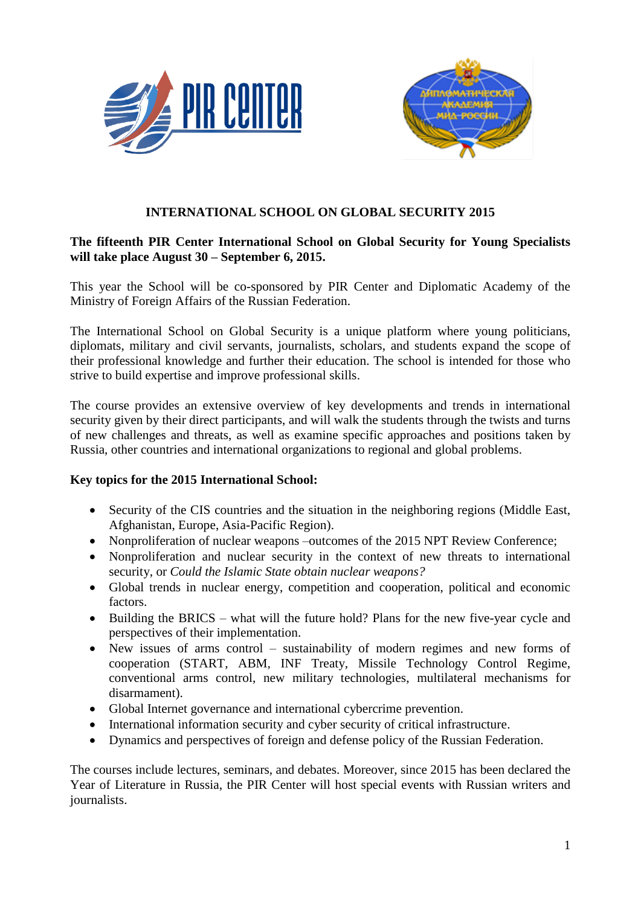# INTERNATIONAL SCHOOL ON GLOBAL SECURITY 2015

**The fifteenth PIR Center International School on Global Security for Young Specialists will take place August 30 – September 6, 2015.**

This year the School will be co-sponsored by PIR Center and Diplomatic Academy of the Ministry of Foreign Affairs of the Russian Federation.

The International School on Global Security is a unique platform where young politicians, diplomats, military and civil servants, journalists, scholars, and students expand the scope of their professional knowledge and further their education. The school is intended for those who strive to build expertise and improve professional skills.

The course provides an extensive overview of key developments and trends in international security given by their direct participants, and will walk the students through the twists and turns of new challenges and threats, as well as examine specific approaches and positions taken by Russia, other countries and international organizations to regional and global problems.

**Key topics for the 2015 International School:**

- Security of the CIS countries and the situation in the neighboring regions (Middle East, Afghanistan, Europe, Asia-Pacific Region).
- Nonproliferation of nuclear weapons –outcomes of the 2015 NPT Review Conference;
- Nonproliferation and nuclear security in the context of new threats to international security, or *Could the Islamic State obtain nuclear weapons?*
- Global trends in nuclear energy, competition and cooperation, political and economic factors.
- Building the BRICS – what will the future hold? Plans for the new five-year cycle and perspectives of their implementation.
- New issues of arms control – sustainability of modern regimes and new forms of cooperation (START, ABM, INF Treaty, Missile Technology Control Regime, conventional arms control, new military technologies, multilateral mechanisms for disarmament).
- Global Internet governance and international cybercrime prevention.
- International information security and cyber security of critical infrastructure.
- Dynamics and perspectives of foreign and defense policy of the Russian Federation.

The courses include lectures, seminars, and debates. Moreover, since 2015 has been declared the Year of Literature in Russia, the PIR Center will host special events with Russian writers and journalists.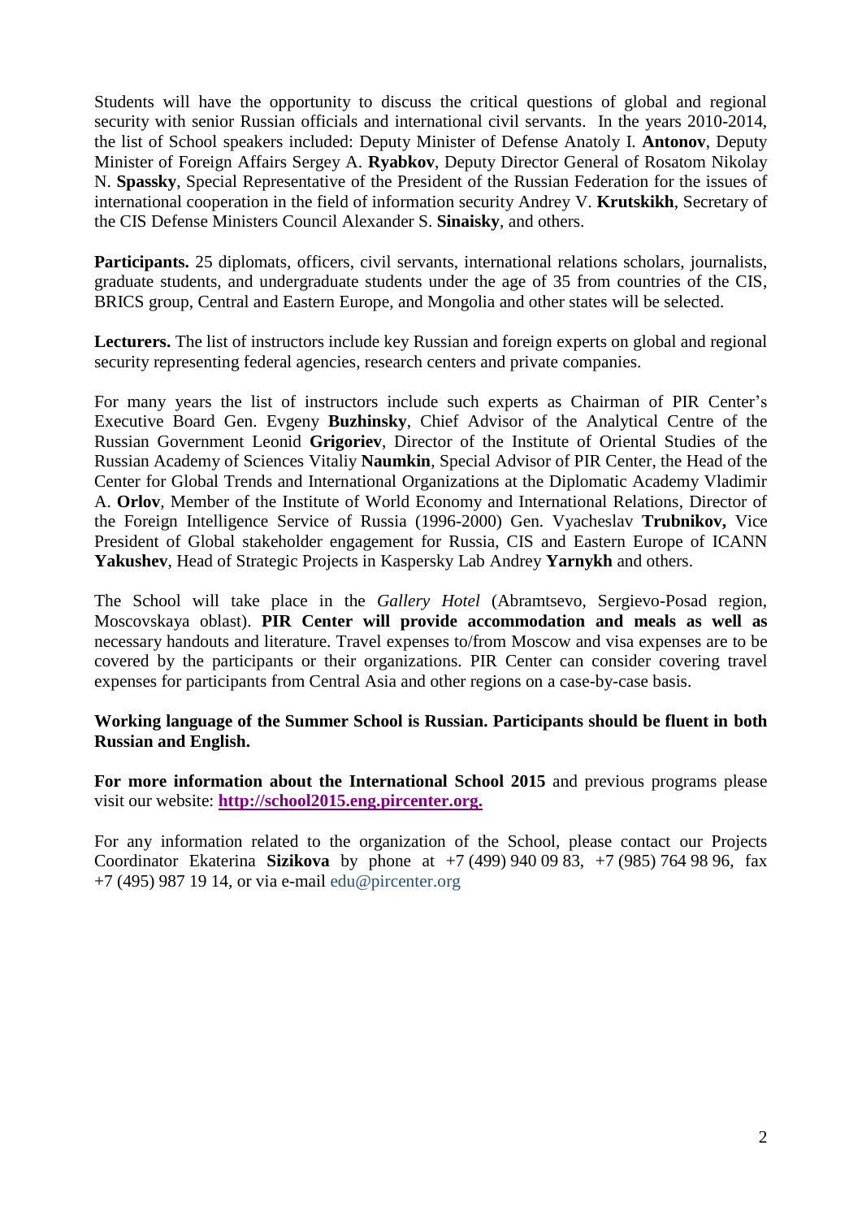Students will have the opportunity to discuss the critical questions of global and regional security with senior Russian officials and international civil servants. In the years 2010-2014, the list of School speakers included: Deputy Minister of Defense Anatoly I. **Antonov**, Deputy Minister of Foreign Affairs Sergey A. **Ryabkov**, Deputy Director General of Rosatom Nikolay N. **Spassky**, Special Representative of the President of the Russian Federation for the issues of international cooperation in the field of information security Andrey V. **Krutskikh**, Secretary of the CIS Defense Ministers Council Alexander S. **Sinaisky**, and others.

**Participants.** 25 diplomats, officers, civil servants, international relations scholars, journalists, graduate students, and undergraduate students under the age of 35 from countries of the CIS, BRICS group, Central and Eastern Europe, and Mongolia and other states will be selected.

**Lecturers.** The list of instructors include key Russian and foreign experts on global and regional security representing federal agencies, research centers and private companies.

For many years the list of instructors include such experts as Chairman of PIR Center's Executive Board Gen. Evgeny **Buzhinsky**, Chief Advisor of the Analytical Centre of the Russian Government Leonid **Grigoriev**, Director of the Institute of Oriental Studies of the Russian Academy of Sciences Vitaliy **Naumkin**, Special Advisor of PIR Center, the Head of the Center for Global Trends and International Organizations at the Diplomatic Academy Vladimir A. **Orlov**, Member of the Institute of World Economy and International Relations, Director of the Foreign Intelligence Service of Russia (1996-2000) Gen. Vyacheslav **Trubnikov,** Vice President of Global stakeholder engagement for Russia, CIS and Eastern Europe of ICANN **Yakushev**, Head of Strategic Projects in Kaspersky Lab Andrey **Yarnykh** and others.

The School will take place in the *Gallery Hotel* (Abramtsevo, Sergievo-Posad region, Moscovskaya oblast). **PIR Center will provide accommodation and meals as well as** necessary handouts and literature. Travel expenses to/from Moscow and visa expenses are to be covered by the participants or their organizations. PIR Center can consider covering travel expenses for participants from Central Asia and other regions on a case-by-case basis.

**Working language of the Summer School is Russian. Participants should be fluent in both Russian and English.**

**For more information about the International School 2015** and previous programs please visit our website: **http://school2015.eng.pircenter.org.**

For any information related to the organization of the School, please contact our Projects Coordinator Ekaterina **Sizikova** by phone at +7 (499) 940 09 83, +7 (985) 764 98 96, fax +7 (495) 987 19 14, or via e-mail edu@pircenter.org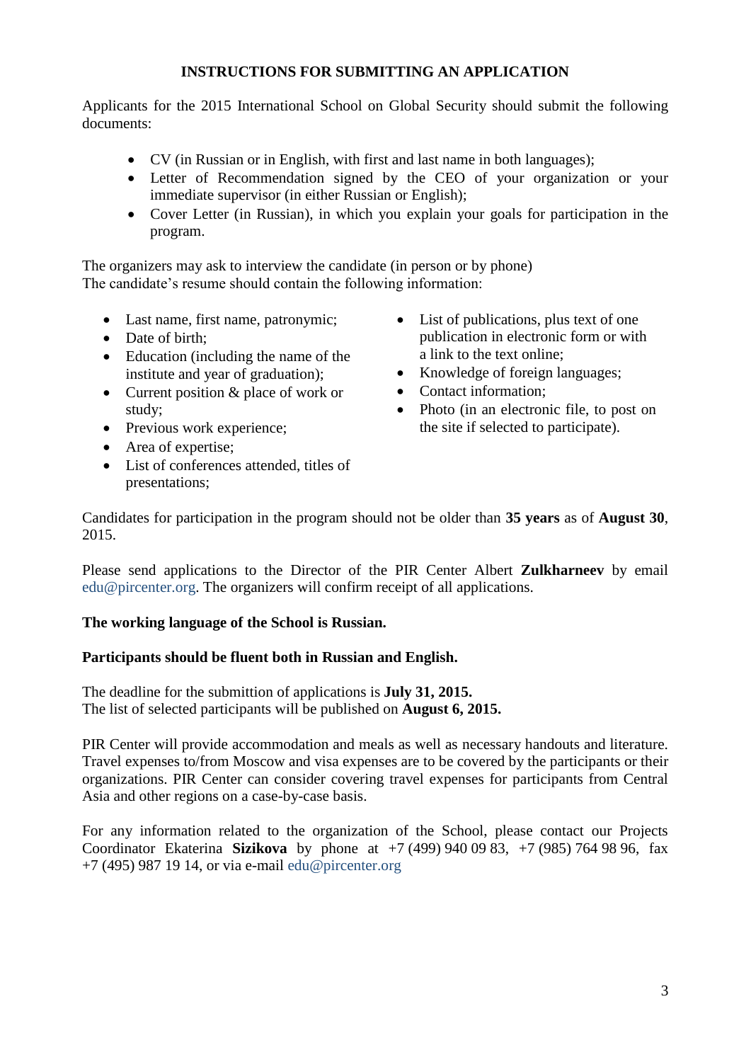**INSTRUCTIONS FOR SUBMITTING AN APPLICATION**

Applicants for the 2015 International School on Global Security should submit the following documents:

- CV (in Russian or in English, with first and last name in both languages);
- Letter of Recommendation signed by the CEO of your organization or your immediate supervisor (in either Russian or English);
- Cover Letter (in Russian), in which you explain your goals for participation in the program.

The organizers may ask to interview the candidate (in person or by phone)
The candidate's resume should contain the following information:

- Last name, first name, patronymic;
- Date of birth;
- Education (including the name of the institute and year of graduation);
- Current position & place of work or study;
- Previous work experience;
- Area of expertise;
- List of conferences attended, titles of presentations;
- List of publications, plus text of one publication in electronic form or with a link to the text online;
- Knowledge of foreign languages;
- Contact information;
- Photo (in an electronic file, to post on the site if selected to participate).

Candidates for participation in the program should not be older than **35 years** as of **August 30**, 2015.

Please send applications to the Director of the PIR Center Albert **Zulkharneev** by email edu@pircenter.org. The organizers will confirm receipt of all applications.

**The working language of the School is Russian.**

**Participants should be fluent both in Russian and English.**

The deadline for the submittion of applications is **July 31, 2015.**
The list of selected participants will be published on **August 6, 2015.**

PIR Center will provide accommodation and meals as well as necessary handouts and literature. Travel expenses to/from Moscow and visa expenses are to be covered by the participants or their organizations. PIR Center can consider covering travel expenses for participants from Central Asia and other regions on a case-by-case basis.

For any information related to the organization of the School, please contact our Projects Coordinator Ekaterina **Sizikova** by phone at +7 (499) 940 09 83, +7 (985) 764 98 96, fax +7 (495) 987 19 14, or via e-mail edu@pircenter.org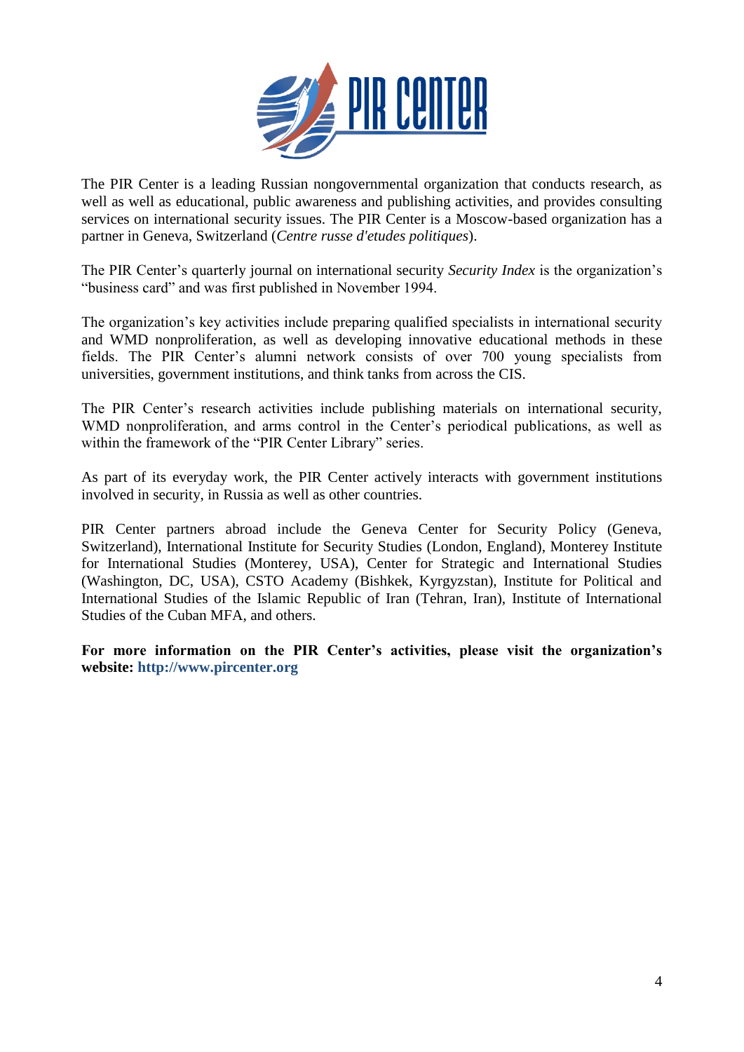The PIR Center is a leading Russian nongovernmental organization that conducts research, as well as educational, public awareness and publishing activities, and provides consulting services on international security issues. The PIR Center is a Moscow-based organization has a partner in Geneva, Switzerland (*Centre russe d'etudes politiques*).

The PIR Center's quarterly journal on international security *Security Index* is the organization's "business card" and was first published in November 1994.

The organization's key activities include preparing qualified specialists in international security and WMD nonproliferation, as well as developing innovative educational methods in these fields. The PIR Center's alumni network consists of over 700 young specialists from universities, government institutions, and think tanks from across the CIS.

The PIR Center's research activities include publishing materials on international security, WMD nonproliferation, and arms control in the Center's periodical publications, as well as within the framework of the "PIR Center Library" series.

As part of its everyday work, the PIR Center actively interacts with government institutions involved in security, in Russia as well as other countries.

PIR Center partners abroad include the Geneva Center for Security Policy (Geneva, Switzerland), International Institute for Security Studies (London, England), Monterey Institute for International Studies (Monterey, USA), Center for Strategic and International Studies (Washington, DC, USA), CSTO Academy (Bishkek, Kyrgyzstan), Institute for Political and International Studies of the Islamic Republic of Iran (Tehran, Iran), Institute of International Studies of the Cuban MFA, and others.

**For more information on the PIR Center's activities, please visit the organization's website: http://www.pircenter.org**